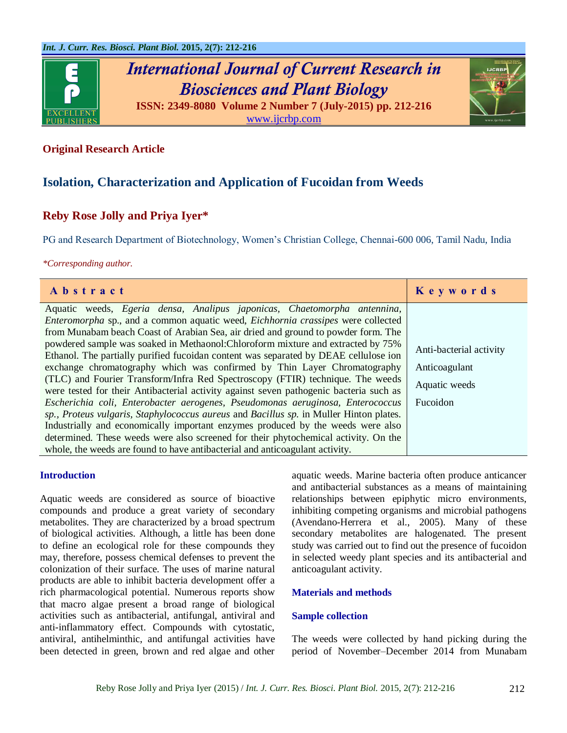**Original Research Article**

# Isolation, Characterization and Application of Fucoidan from Weeds

**Reby Rose Jolly and Priya Iyer***

PG and Research Department of Biotechnology, Women's Christian College, Chennai-600 006, Tamil Nadu, India

*Corresponding author.

| Abstract | Keywords |
| --- | --- |
| Aquatic weeds, *Egeria densa, Analipus japonicas, Chaetomorpha antennina, Enteromorpha* sp., and a common aquatic weed, *Eichhornia crassipes* were collected from Munabam beach Coast of Arabian Sea, air dried and ground to powder form. The powdered sample was soaked in Methaonol:Chloroform mixture and extracted by 75% Ethanol. The partially purified fucoidan content was separated by DEAE cellulose ion exchange chromatography which was confirmed by Thin Layer Chromatography (TLC) and Fourier Transform/Infra Red Spectroscopy (FTIR) technique. The weeds were tested for their Antibacterial activity against seven pathogenic bacteria such as *Escherichia coli, Enterobacter aerogenes, Pseudomonas aeruginosa, Enterococcus sp., Proteus vulgaris, Staphylococcus aureus* and *Bacillus sp.* in Muller Hinton plates. Industrially and economically important enzymes produced by the weeds were also determined. These weeds were also screened for their phytochemical activity. On the whole, the weeds are found to have antibacterial and anticoagulant activity. | Anti-bacterial activity<br>Anticoagulant<br>Aquatic weeds<br>Fucoidon |

## Introduction

Aquatic weeds are considered as source of bioactive compounds and produce a great variety of secondary metabolites. They are characterized by a broad spectrum of biological activities. Although, a little has been done to define an ecological role for these compounds they may, therefore, possess chemical defenses to prevent the colonization of their surface. The uses of marine natural products are able to inhibit bacteria development offer a rich pharmacological potential. Numerous reports show that macro algae present a broad range of biological activities such as antibacterial, antifungal, antiviral and anti-inflammatory effect. Compounds with cytostatic, antiviral, antihelminthic, and antifungal activities have been detected in green, brown and red algae and other aquatic weeds. Marine bacteria often produce anticancer and antibacterial substances as a means of maintaining relationships between epiphytic micro environments, inhibiting competing organisms and microbial pathogens (Avendano-Herrera et al., 2005). Many of these secondary metabolites are halogenated. The present study was carried out to find out the presence of fucoidon in selected weedy plant species and its antibacterial and anticoagulant activity.

## Materials and methods

### Sample collection

The weeds were collected by hand picking during the period of November–December 2014 from Munabam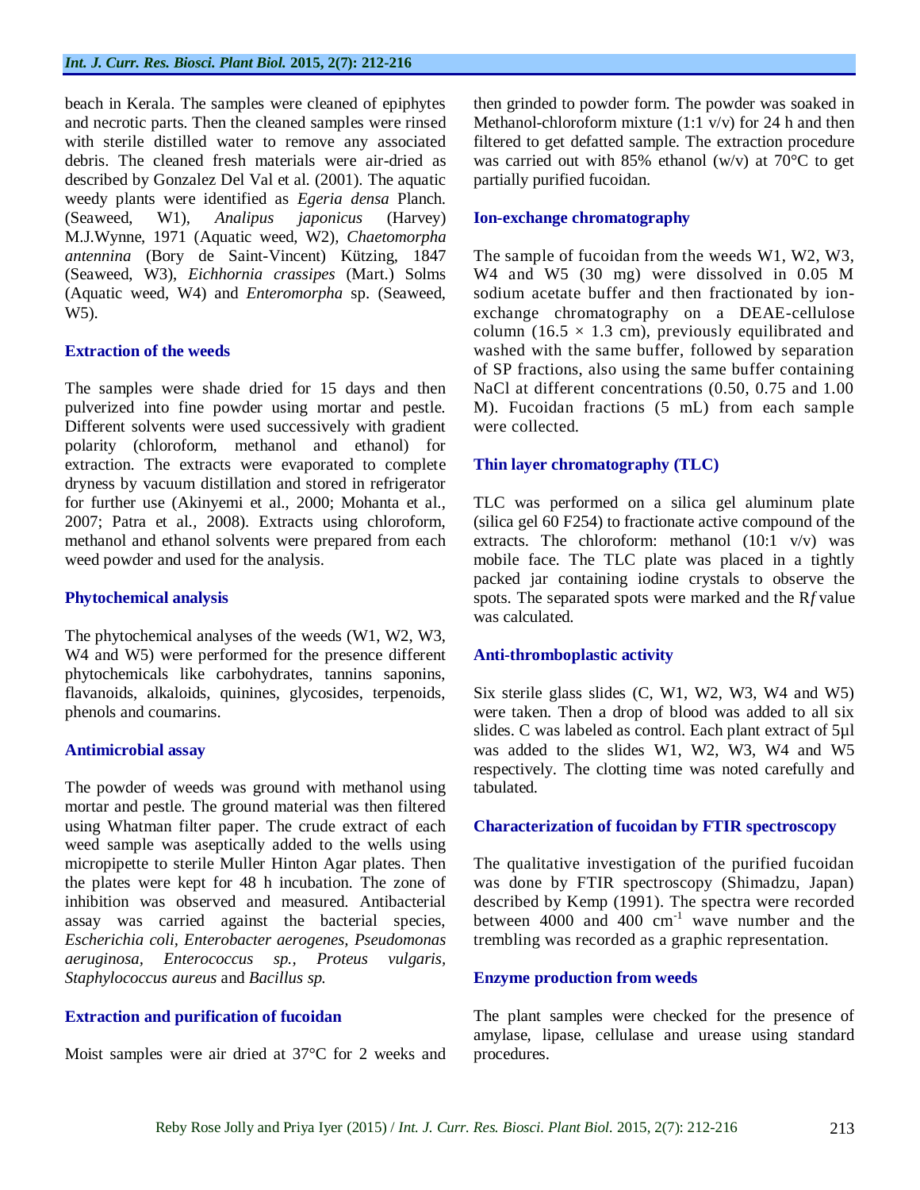beach in Kerala. The samples were cleaned of epiphytes and necrotic parts. Then the cleaned samples were rinsed with sterile distilled water to remove any associated debris. The cleaned fresh materials were air-dried as described by Gonzalez Del Val et al. (2001). The aquatic weedy plants were identified as *Egeria densa* Planch. (Seaweed, W1), *Analipus japonicus* (Harvey) M.J.Wynne, 1971 (Aquatic weed, W2), *Chaetomorpha antennina* (Bory de Saint-Vincent) Kützing, 1847 (Seaweed, W3), *Eichhornia crassipes* (Mart.) Solms (Aquatic weed, W4) and *Enteromorpha* sp. (Seaweed, W5).

### Extraction of the weeds

The samples were shade dried for 15 days and then pulverized into fine powder using mortar and pestle. Different solvents were used successively with gradient polarity (chloroform, methanol and ethanol) for extraction. The extracts were evaporated to complete dryness by vacuum distillation and stored in refrigerator for further use (Akinyemi et al., 2000; Mohanta et al., 2007; Patra et al., 2008). Extracts using chloroform, methanol and ethanol solvents were prepared from each weed powder and used for the analysis.

### Phytochemical analysis

The phytochemical analyses of the weeds (W1, W2, W3, W4 and W5) were performed for the presence different phytochemicals like carbohydrates, tannins saponins, flavanoids, alkaloids, quinines, glycosides, terpenoids, phenols and coumarins.

### Antimicrobial assay

The powder of weeds was ground with methanol using mortar and pestle. The ground material was then filtered using Whatman filter paper. The crude extract of each weed sample was aseptically added to the wells using micropipette to sterile Muller Hinton Agar plates. Then the plates were kept for 48 h incubation. The zone of inhibition was observed and measured. Antibacterial assay was carried against the bacterial species, *Escherichia coli*, *Enterobacter aerogenes*, *Pseudomonas aeruginosa*, *Enterococcus sp.*, *Proteus vulgaris*, *Staphylococcus aureus* and *Bacillus sp.*

### Extraction and purification of fucoidan

Moist samples were air dried at 37°C for 2 weeks and then grinded to powder form. The powder was soaked in Methanol-chloroform mixture (1:1 v/v) for 24 h and then filtered to get defatted sample. The extraction procedure was carried out with 85% ethanol (w/v) at 70°C to get partially purified fucoidan.

### Ion-exchange chromatography

The sample of fucoidan from the weeds W1, W2, W3, W4 and W5 (30 mg) were dissolved in 0.05 M sodium acetate buffer and then fractionated by ion-exchange chromatography on a DEAE-cellulose column (16.5 × 1.3 cm), previously equilibrated and washed with the same buffer, followed by separation of SP fractions, also using the same buffer containing NaCl at different concentrations (0.50, 0.75 and 1.00 M). Fucoidan fractions (5 mL) from each sample were collected.

### Thin layer chromatography (TLC)

TLC was performed on a silica gel aluminum plate (silica gel 60 F254) to fractionate active compound of the extracts. The chloroform: methanol (10:1 v/v) was mobile face. The TLC plate was placed in a tightly packed jar containing iodine crystals to observe the spots. The separated spots were marked and the R*f* value was calculated.

### Anti-thromboplastic activity

Six sterile glass slides (C, W1, W2, W3, W4 and W5) were taken. Then a drop of blood was added to all six slides. C was labeled as control. Each plant extract of 5µl was added to the slides W1, W2, W3, W4 and W5 respectively. The clotting time was noted carefully and tabulated.

### Characterization of fucoidan by FTIR spectroscopy

The qualitative investigation of the purified fucoidan was done by FTIR spectroscopy (Shimadzu, Japan) described by Kemp (1991). The spectra were recorded between 4000 and 400 $cm^{-1}$ wave number and the trembling was recorded as a graphic representation.

### Enzyme production from weeds

The plant samples were checked for the presence of amylase, lipase, cellulase and urease using standard procedures.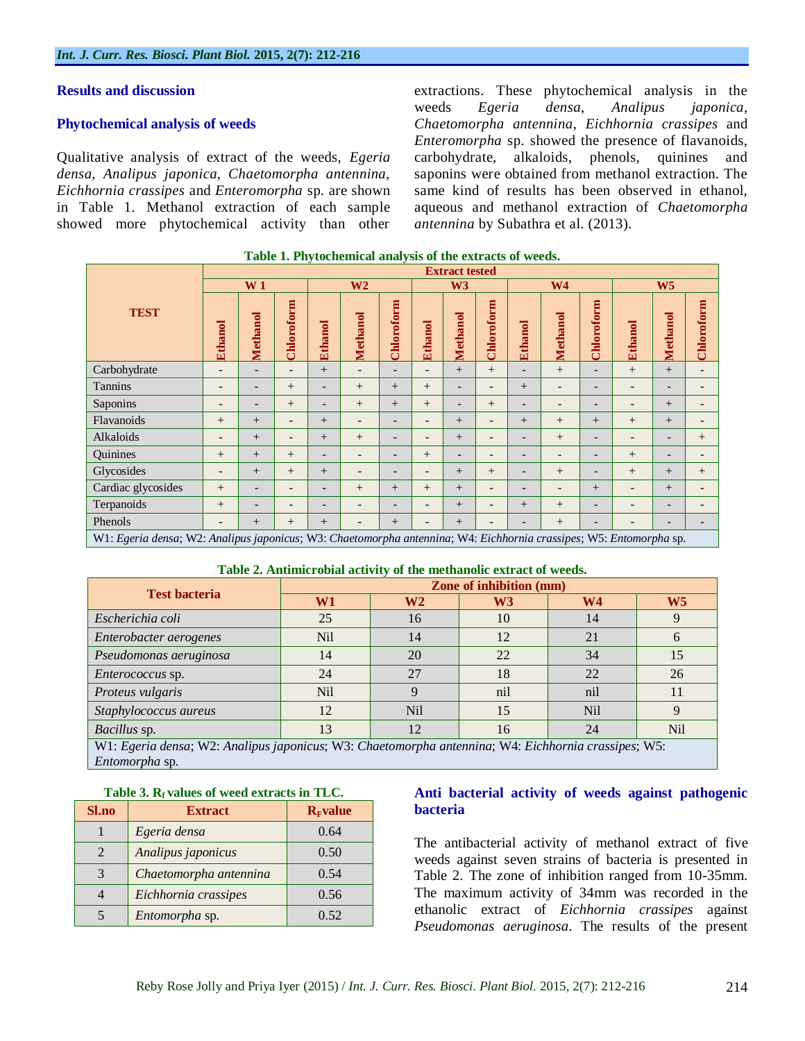## Results and discussion

### Phytochemical analysis of weeds

Qualitative analysis of extract of the weeds, *Egeria densa, Analipus japonica, Chaetomorpha antennina, Eichhornia crassipes* and *Enteromorpha* sp. are shown in Table 1. Methanol extraction of each sample showed more phytochemical activity than other extractions. These phytochemical analysis in the weeds *Egeria densa*, *Analipus japonica*, *Chaetomorpha antennina*, *Eichhornia crassipes* and *Enteromorpha* sp. showed the presence of flavanoids, carbohydrate, alkaloids, phenols, quinines and saponins were obtained from methanol extraction. The same kind of results has been observed in ethanol, aqueous and methanol extraction of *Chaetomorpha antennina* by Subathra et al. (2013).

**Table 1. Phytochemical analysis of the extracts of weeds.**

| TEST | Extract tested | | | | | | | | | | | | | | |
|---|---|---|---|---|---|---|---|---|---|---|---|---|---|---|---|
| | W 1 | | | W2 | | | W3 | | | W4 | | | W5 | | |
| | Ethanol | Methanol | Chloroform | Ethanol | Methanol | Chloroform | Ethanol | Methanol | Chloroform | Ethanol | Methanol | Chloroform | Ethanol | Methanol | Chloroform |
| Carbohydrate | - | - | - | + | - | - | - | + | + | - | + | - | + | + | - |
| Tannins | - | - | + | - | + | + | + | - | - | + | - | - | - | - | - |
| Saponins | - | - | + | - | + | + | + | - | + | - | - | - | - | + | - |
| Flavanoids | + | + | - | + | - | - | - | + | - | + | + | + | + | + | - |
| Alkaloids | - | + | - | + | + | - | - | + | - | - | + | - | - | - | + |
| Quinines | + | + | + | - | - | - | + | - | - | - | - | - | + | - | - |
| Glycosides | - | + | + | + | - | - | - | + | + | - | + | - | + | + | + |
| Cardiac glycosides | + | - | - | - | + | + | + | + | - | - | - | + | - | + | - |
| Terpanoids | + | - | - | - | - | - | - | + | - | + | + | - | - | - | - |
| Phenols | - | + | + | + | - | + | - | + | - | - | + | - | - | - | - |

W1: *Egeria densa*; W2: *Analipus japonicus*; W3: *Chaetomorpha antennina*; W4: *Eichhornia crassipes*; W5: *Entomorpha* sp.

**Table 2. Antimicrobial activity of the methanolic extract of weeds.**

| Test bacteria | Zone of inhibition (mm) | | | | |
|---|---|---|---|---|---|
| | W1 | W2 | W3 | W4 | W5 |
| *Escherichia coli* | 25 | 16 | 10 | 14 | 9 |
| *Enterobacter aerogenes* | Nil | 14 | 12 | 21 | 6 |
| *Pseudomonas aeruginosa* | 14 | 20 | 22 | 34 | 15 |
| *Enterococcus* sp. | 24 | 27 | 18 | 22 | 26 |
| *Proteus vulgaris* | Nil | 9 | nil | nil | 11 |
| *Staphylococcus aureus* | 12 | Nil | 15 | Nil | 9 |
| *Bacillus* sp. | 13 | 12 | 16 | 24 | Nil |

W1: *Egeria densa*; W2: *Analipus japonicus*; W3: *Chaetomorpha antennina*; W4: *Eichhornia crassipes*; W5: *Entomorpha* sp.

**Table 3. $R_f$ values of weed extracts in TLC.**

| Sl.no | Extract | $R_F$ value |
|---|---|---|
| 1 | *Egeria densa* | 0.64 |
| 2 | *Analipus japonicus* | 0.50 |
| 3 | *Chaetomorpha antennina* | 0.54 |
| 4 | *Eichhornia crassipes* | 0.56 |
| 5 | *Entomorpha* sp. | 0.52 |

### Anti bacterial activity of weeds against pathogenic bacteria

The antibacterial activity of methanol extract of five weeds against seven strains of bacteria is presented in Table 2. The zone of inhibition ranged from 10-35mm. The maximum activity of 34mm was recorded in the ethanolic extract of *Eichhornia crassipes* against *Pseudomonas aeruginosa*. The results of the present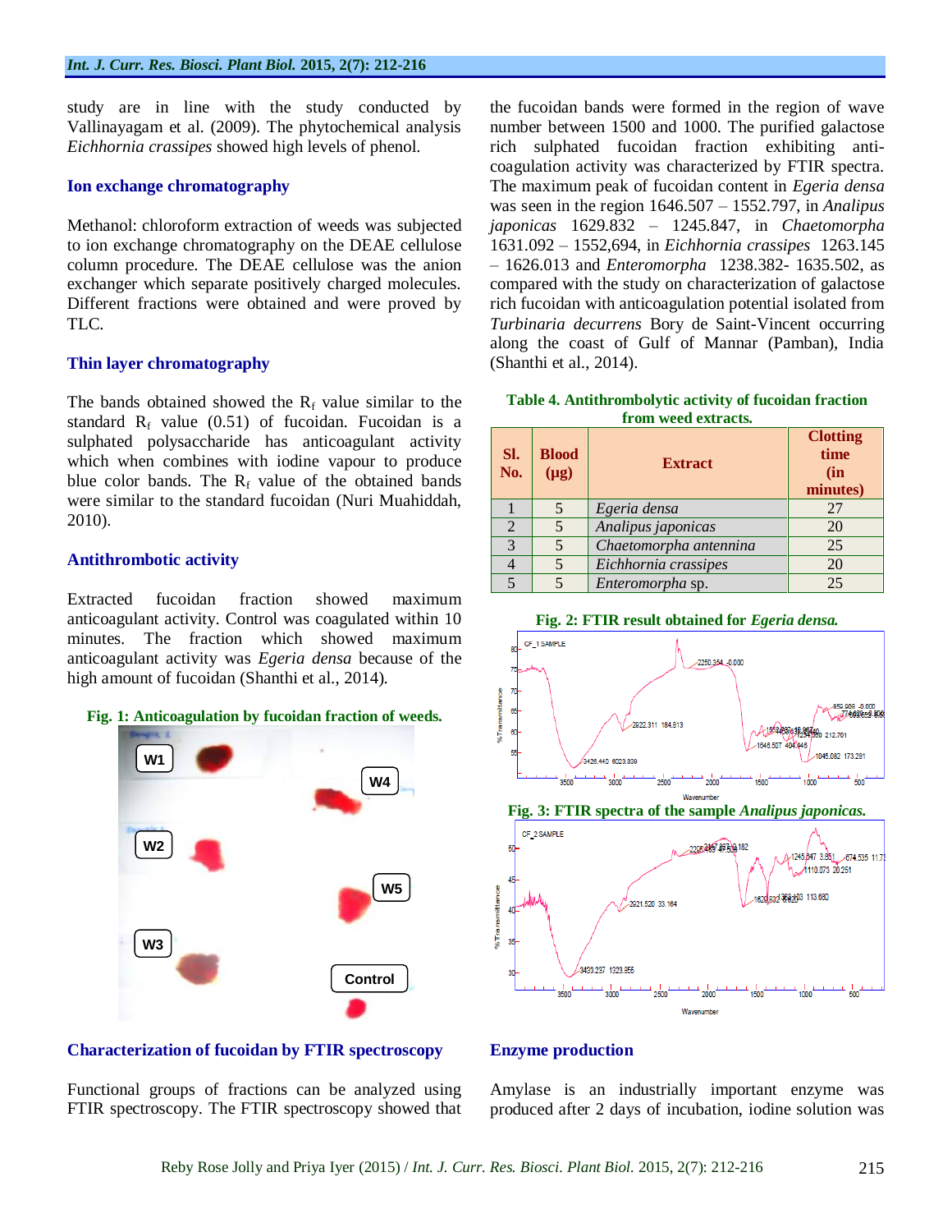study are in line with the study conducted by Vallinayagam et al. (2009). The phytochemical analysis *Eichhornia crassipes* showed high levels of phenol.

### Ion exchange chromatography

Methanol: chloroform extraction of weeds was subjected to ion exchange chromatography on the DEAE cellulose column procedure. The DEAE cellulose was the anion exchanger which separate positively charged molecules. Different fractions were obtained and were proved by TLC.

### Thin layer chromatography

The bands obtained showed the $R_f$ value similar to the standard $R_f$ value (0.51) of fucoidan. Fucoidan is a sulphated polysaccharide has anticoagulant activity which when combines with iodine vapour to produce blue color bands. The $R_f$ value of the obtained bands were similar to the standard fucoidan (Nuri Muahiddah, 2010).

### Antithrombotic activity

Extracted fucoidan fraction showed maximum anticoagulant activity. Control was coagulated within 10 minutes. The fraction which showed maximum anticoagulant activity was *Egeria densa* because of the high amount of fucoidan (Shanthi et al., 2014).

**Fig. 1: Anticoagulation by fucoidan fraction of weeds.**

### Characterization of fucoidan by FTIR spectroscopy

Functional groups of fractions can be analyzed using FTIR spectroscopy. The FTIR spectroscopy showed that the fucoidan bands were formed in the region of wave number between 1500 and 1000. The purified galactose rich sulphated fucoidan fraction exhibiting anti-coagulation activity was characterized by FTIR spectra. The maximum peak of fucoidan content in *Egeria densa* was seen in the region 1646.507 – 1552.797, in *Analipus japonicas* 1629.832 – 1245.847, in *Chaetomorpha* 1631.092 – 1552,694, in *Eichhornia crassipes* 1263.145 – 1626.013 and *Enteromorpha* 1238.382- 1635.502, as compared with the study on characterization of galactose rich fucoidan with anticoagulation potential isolated from *Turbinaria decurrens* Bory de Saint-Vincent occurring along the coast of Gulf of Mannar (Pamban), India (Shanthi et al., 2014).

**Table 4. Antithrombolytic activity of fucoidan fraction from weed extracts.**

| Sl. No. | Blood (µg) | Extract | Clotting time (in minutes) |
|---|---|---|---|
| 1 | 5 | *Egeria densa* | 27 |
| 2 | 5 | *Analipus japonicas* | 20 |
| 3 | 5 | *Chaetomorpha antennina* | 25 |
| 4 | 5 | *Eichhornia crassipes* | 20 |
| 5 | 5 | *Enteromorpha* sp. | 25 |

**Fig. 2: FTIR result obtained for *Egeria densa*.**

**Fig. 3: FTIR spectra of the sample *Analipus japonicas*.**

### Enzyme production

Amylase is an industrially important enzyme was produced after 2 days of incubation, iodine solution was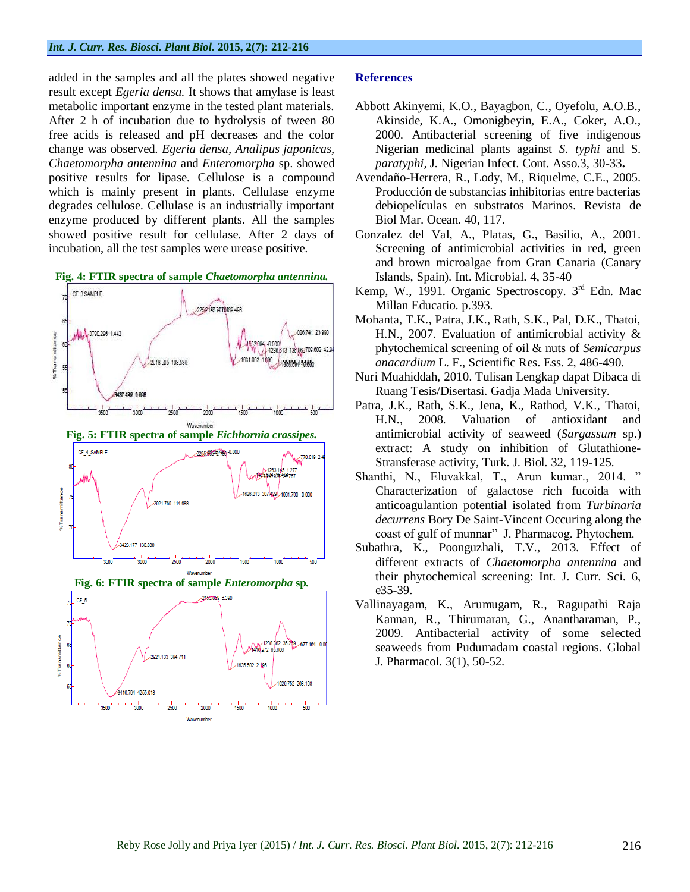added in the samples and all the plates showed negative result except *Egeria densa.* It shows that amylase is least metabolic important enzyme in the tested plant materials. After 2 h of incubation due to hydrolysis of tween 80 free acids is released and pH decreases and the color change was observed. *Egeria densa*, *Analipus japonicas*, *Chaetomorpha antennina* and *Enteromorpha* sp. showed positive results for lipase. Cellulose is a compound which is mainly present in plants. Cellulase enzyme degrades cellulose. Cellulase is an industrially important enzyme produced by different plants. All the samples showed positive result for cellulase. After 2 days of incubation, all the test samples were urease positive.

**Fig. 4: FTIR spectra of sample *Chaetomorpha antennina.***

CF_3 SAMPLE

3790.296 1.442
3430.492 1.608
2918.505 103.536
2254.165.401 039.498
1552.894 -0.000
1631.082 1.806
1238.613 136.960
826.741 23.990
708.602 42.9

%Transmittance
Wavenumber

**Fig. 5: FTIR spectra of sample *Eichhornia crassipes.***

CF_4_SAMPLE

3423.177 130.830
2921.760 114.688
2295.805 -0.000
1626.013 307.429
1263.145 1.277
1061.780 -0.000
770.819 2.4

%Transmittance
Wavenumber

**Fig. 6: FTIR spectra of sample *Enteromorpha* sp.**

CF_5

3416.794 4255.018
2921.133 394.711
2153.859 6.390
1635.502 2.196
1416.972 85.606
1238.382 35.259
1029.752 266.108
677.164 -0.0

%Transmittance
Wavenumber

## References

Abbott Akinyemi, K.O., Bayagbon, C., Oyefolu, A.O.B., Akinside, K.A., Omonigbeyin, E.A., Coker, A.O., 2000. Antibacterial screening of five indigenous Nigerian medicinal plants against *S. typhi* and S. *paratyphi*, J. Nigerian Infect. Cont. Asso.3, 30-33**.**

Avendaño-Herrera, R., Lody, M., Riquelme, C.E., 2005. Producción de substancias inhibitorias entre bacterias debiopelículas en substratos Marinos. Revista de Biol Mar. Ocean. 40, 117.

Gonzalez del Val, A., Platas, G., Basilio, A., 2001. Screening of antimicrobial activities in red, green and brown microalgae from Gran Canaria (Canary Islands, Spain). Int. Microbial. 4, 35-40

Kemp, W., 1991. Organic Spectroscopy. 3rd Edn. Mac Millan Educatio. p.393.

Mohanta, T.K., Patra, J.K., Rath, S.K., Pal, D.K., Thatoi, H.N., 2007. Evaluation of antimicrobial activity & phytochemical screening of oil & nuts of *Semicarpus anacardium* L. F., Scientific Res. Ess. 2, 486-490.

Nuri Muahiddah, 2010. Tulisan Lengkap dapat Dibaca di Ruang Tesis/Disertasi. Gadja Mada University.

Patra, J.K., Rath, S.K., Jena, K., Rathod, V.K., Thatoi, H.N., 2008. Valuation of antioxidant and antimicrobial activity of seaweed (*Sargassum* sp.) extract: A study on inhibition of Glutathione-Stransferase activity, Turk. J. Biol. 32, 119-125.

Shanthi, N., Eluvakkal, T., Arun kumar., 2014. " Characterization of galactose rich fucoida with anticoagulantion potential isolated from *Turbinaria decurrens* Bory De Saint-Vincent Occuring along the coast of gulf of munnar" J. Pharmacog. Phytochem.

Subathra, K., Poonguzhali, T.V., 2013. Effect of different extracts of *Chaetomorpha antennina* and their phytochemical screening: Int. J. Curr. Sci. 6, e35-39.

Vallinayagam, K., Arumugam, R., Ragupathi Raja Kannan, R., Thirumaran, G., Anantharaman, P., 2009. Antibacterial activity of some selected seaweeds from Pudumadam coastal regions. Global J. Pharmacol. 3(1), 50-52.